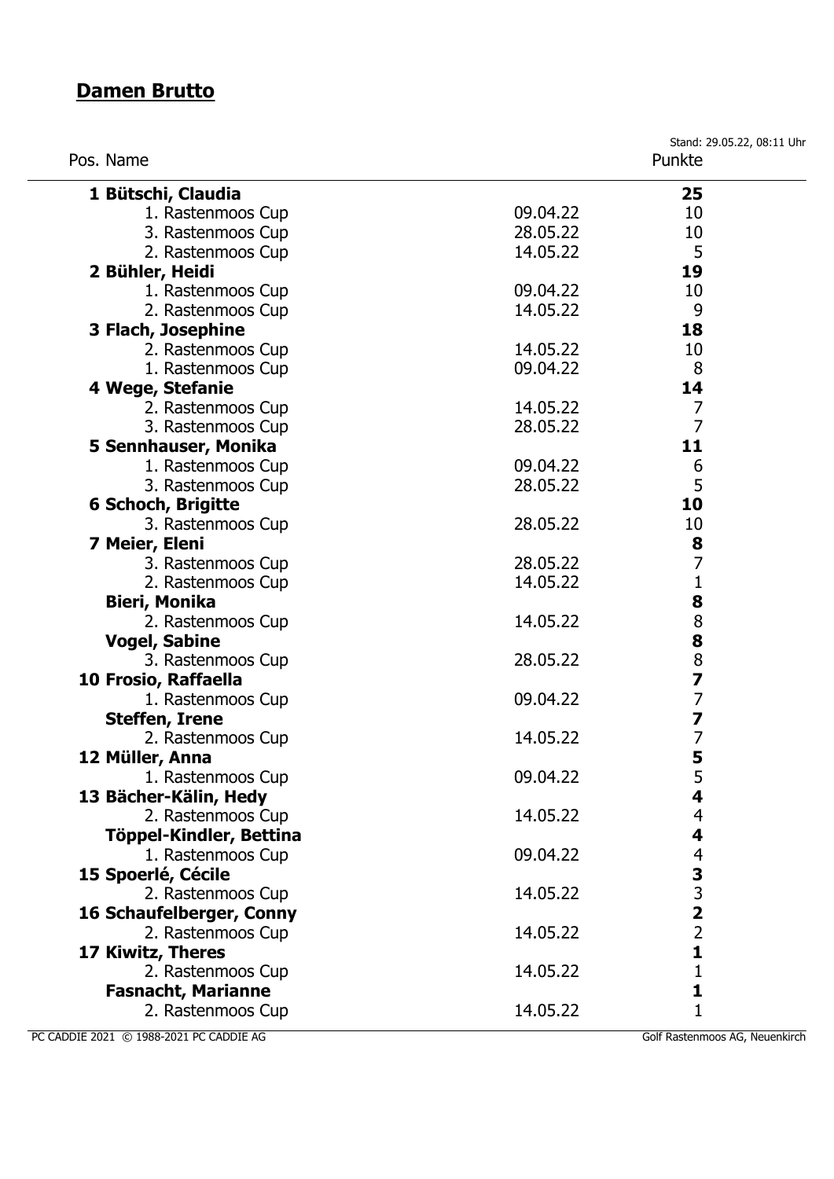# **Damen Brutto**

Stand: 29.05.22, 08:11 Uhr

| Pos. Name | | Punkte |
|---|---|---|
| **1 Bütschi, Claudia** | | **25** |
| 1. Rastenmoos Cup | 09.04.22 | 10 |
| 3. Rastenmoos Cup | 28.05.22 | 10 |
| 2. Rastenmoos Cup | 14.05.22 | 5 |
| **2 Bühler, Heidi** | | **19** |
| 1. Rastenmoos Cup | 09.04.22 | 10 |
| 2. Rastenmoos Cup | 14.05.22 | 9 |
| **3 Flach, Josephine** | | **18** |
| 2. Rastenmoos Cup | 14.05.22 | 10 |
| 1. Rastenmoos Cup | 09.04.22 | 8 |
| **4 Wege, Stefanie** | | **14** |
| 2. Rastenmoos Cup | 14.05.22 | 7 |
| 3. Rastenmoos Cup | 28.05.22 | 7 |
| **5 Sennhauser, Monika** | | **11** |
| 1. Rastenmoos Cup | 09.04.22 | 6 |
| 3. Rastenmoos Cup | 28.05.22 | 5 |
| **6 Schoch, Brigitte** | | **10** |
| 3. Rastenmoos Cup | 28.05.22 | 10 |
| **7 Meier, Eleni** | | **8** |
| 3. Rastenmoos Cup | 28.05.22 | 7 |
| 2. Rastenmoos Cup | 14.05.22 | 1 |
| **Bieri, Monika** | | **8** |
| 2. Rastenmoos Cup | 14.05.22 | 8 |
| **Vogel, Sabine** | | **8** |
| 3. Rastenmoos Cup | 28.05.22 | 8 |
| **10 Frosio, Raffaella** | | **7** |
| 1. Rastenmoos Cup | 09.04.22 | 7 |
| **Steffen, Irene** | | **7** |
| 2. Rastenmoos Cup | 14.05.22 | 7 |
| **12 Müller, Anna** | | **5** |
| 1. Rastenmoos Cup | 09.04.22 | 5 |
| **13 Bächer-Kälin, Hedy** | | **4** |
| 2. Rastenmoos Cup | 14.05.22 | 4 |
| **Töppel-Kindler, Bettina** | | **4** |
| 1. Rastenmoos Cup | 09.04.22 | 4 |
| **15 Spoerlé, Cécile** | | **3** |
| 2. Rastenmoos Cup | 14.05.22 | 3 |
| **16 Schaufelberger, Conny** | | **2** |
| 2. Rastenmoos Cup | 14.05.22 | 2 |
| **17 Kiwitz, Theres** | | **1** |
| 2. Rastenmoos Cup | 14.05.22 | 1 |
| **Fasnacht, Marianne** | | **1** |
| 2. Rastenmoos Cup | 14.05.22 | 1 |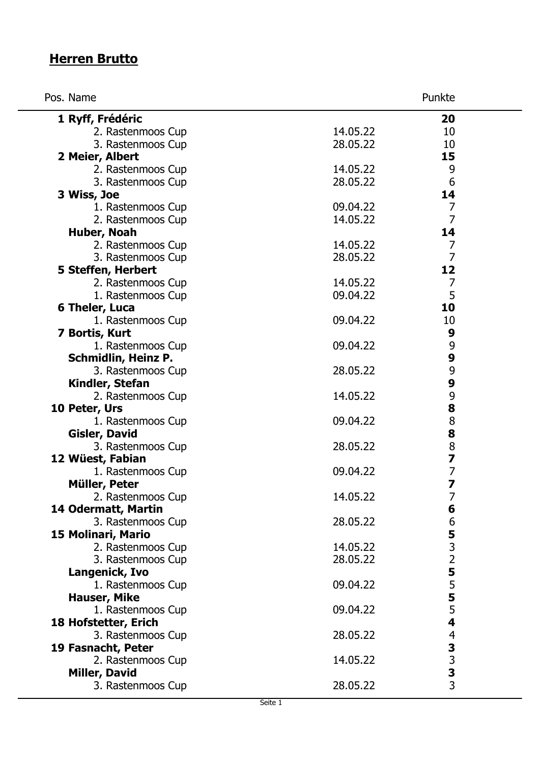## Herren Brutto

| Pos. | Name | | Punkte |
|---|---|---|---|
| **1** | **Ryff, Frédéric** | | **20** |
| | 2. Rastenmoos Cup | 14.05.22 | 10 |
| | 3. Rastenmoos Cup | 28.05.22 | 10 |
| **2** | **Meier, Albert** | | **15** |
| | 2. Rastenmoos Cup | 14.05.22 | 9 |
| | 3. Rastenmoos Cup | 28.05.22 | 6 |
| **3** | **Wiss, Joe** | | **14** |
| | 1. Rastenmoos Cup | 09.04.22 | 7 |
| | 2. Rastenmoos Cup | 14.05.22 | 7 |
| | **Huber, Noah** | | **14** |
| | 2. Rastenmoos Cup | 14.05.22 | 7 |
| | 3. Rastenmoos Cup | 28.05.22 | 7 |
| **5** | **Steffen, Herbert** | | **12** |
| | 2. Rastenmoos Cup | 14.05.22 | 7 |
| | 1. Rastenmoos Cup | 09.04.22 | 5 |
| **6** | **Theler, Luca** | | **10** |
| | 1. Rastenmoos Cup | 09.04.22 | 10 |
| **7** | **Bortis, Kurt** | | **9** |
| | 1. Rastenmoos Cup | 09.04.22 | 9 |
| | **Schmidlin, Heinz P.** | | **9** |
| | 3. Rastenmoos Cup | 28.05.22 | 9 |
| | **Kindler, Stefan** | | **9** |
| | 2. Rastenmoos Cup | 14.05.22 | 9 |
| **10** | **Peter, Urs** | | **8** |
| | 1. Rastenmoos Cup | 09.04.22 | 8 |
| | **Gisler, David** | | **8** |
| | 3. Rastenmoos Cup | 28.05.22 | 8 |
| **12** | **Wüest, Fabian** | | **7** |
| | 1. Rastenmoos Cup | 09.04.22 | 7 |
| | **Müller, Peter** | | **7** |
| | 2. Rastenmoos Cup | 14.05.22 | 7 |
| **14** | **Odermatt, Martin** | | **6** |
| | 3. Rastenmoos Cup | 28.05.22 | 6 |
| **15** | **Molinari, Mario** | | **5** |
| | 2. Rastenmoos Cup | 14.05.22 | 3 |
| | 3. Rastenmoos Cup | 28.05.22 | 2 |
| | **Langenick, Ivo** | | **5** |
| | 1. Rastenmoos Cup | 09.04.22 | 5 |
| | **Hauser, Mike** | | **5** |
| | 1. Rastenmoos Cup | 09.04.22 | 5 |
| **18** | **Hofstetter, Erich** | | **4** |
| | 3. Rastenmoos Cup | 28.05.22 | 4 |
| **19** | **Fasnacht, Peter** | | **3** |
| | 2. Rastenmoos Cup | 14.05.22 | 3 |
| | **Miller, David** | | **3** |
| | 3. Rastenmoos Cup | 28.05.22 | 3 |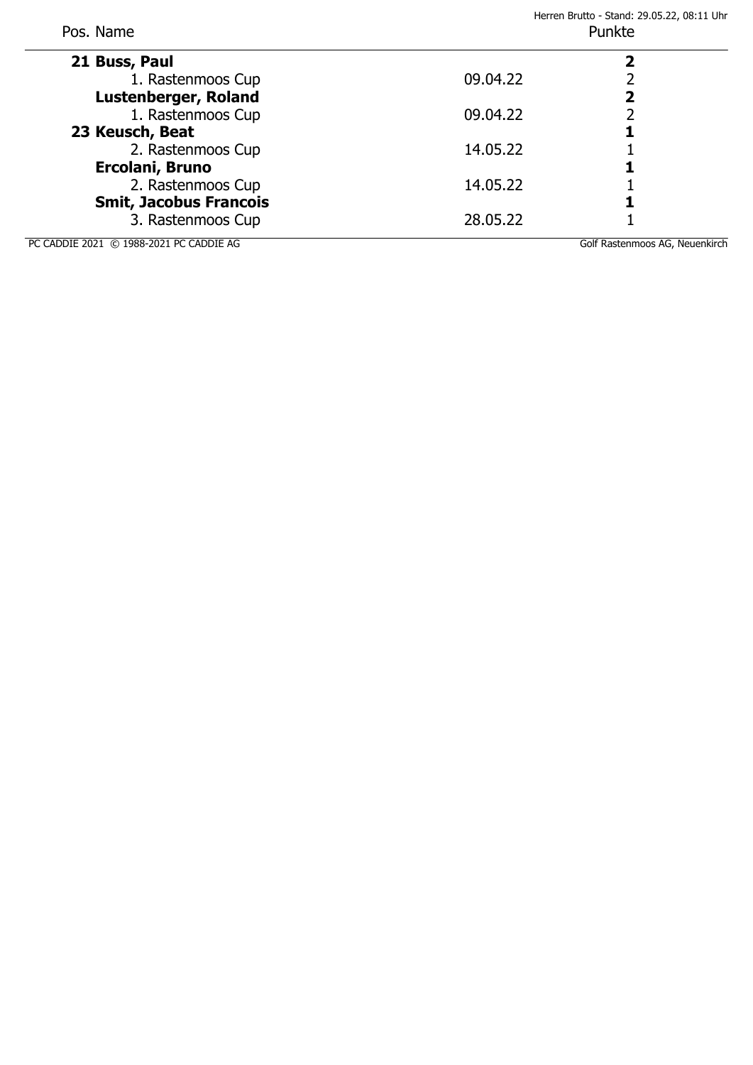| Pos. Name | | Punkte |
|---|---|---|
| **21 Buss, Paul** | | **2** |
| 1. Rastenmoos Cup | 09.04.22 | 2 |
| **Lustenberger, Roland** | | **2** |
| 1. Rastenmoos Cup | 09.04.22 | 2 |
| **23 Keusch, Beat** | | **1** |
| 2. Rastenmoos Cup | 14.05.22 | 1 |
| **Ercolani, Bruno** | | **1** |
| 2. Rastenmoos Cup | 14.05.22 | 1 |
| **Smit, Jacobus Francois** | | **1** |
| 3. Rastenmoos Cup | 28.05.22 | 1 |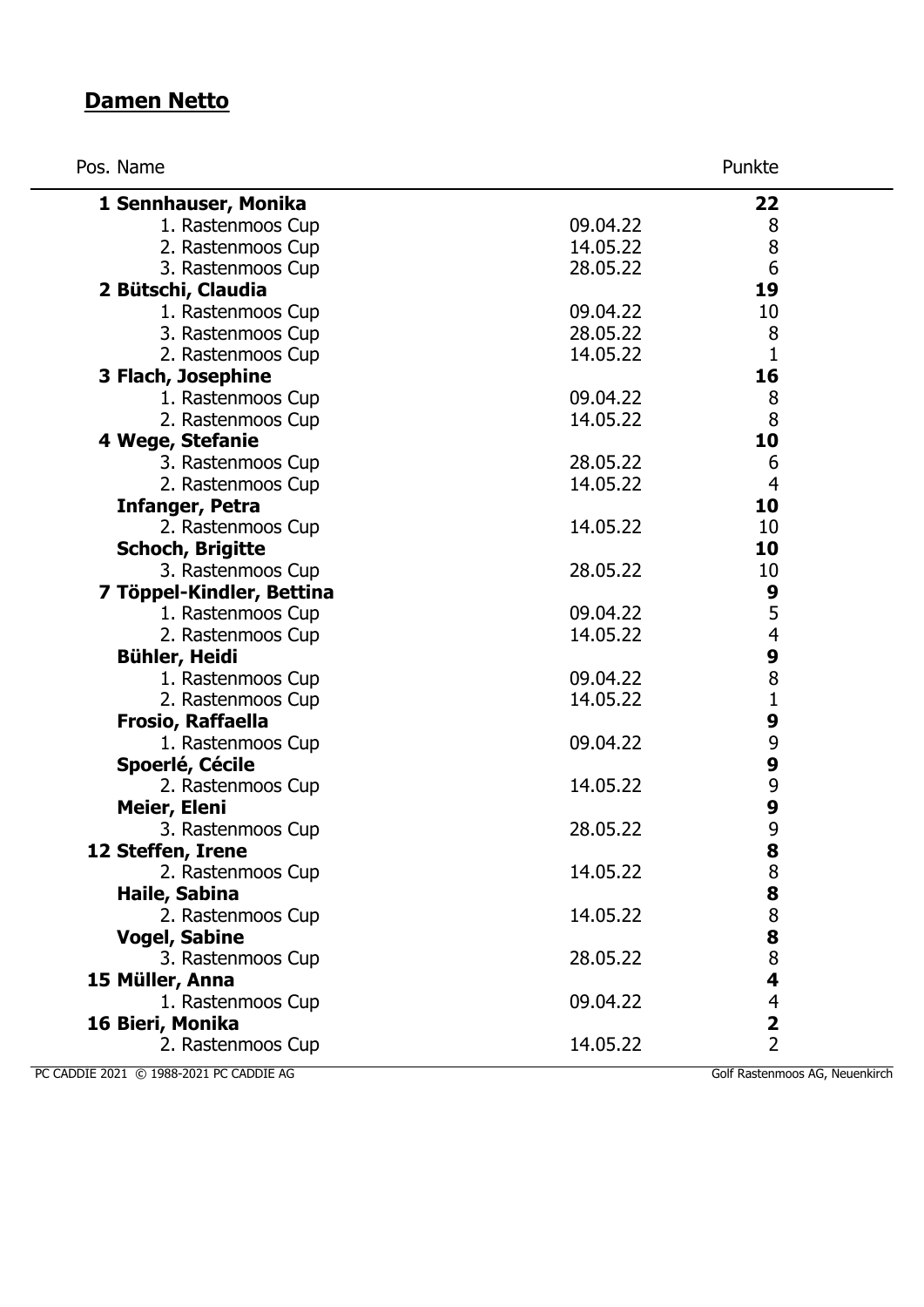## Damen Netto

| Pos. Name | | Punkte |
|---|---|---|
| **1 Sennhauser, Monika** | | **22** |
| 1. Rastenmoos Cup | 09.04.22 | 8 |
| 2. Rastenmoos Cup | 14.05.22 | 8 |
| 3. Rastenmoos Cup | 28.05.22 | 6 |
| **2 Bütschi, Claudia** | | **19** |
| 1. Rastenmoos Cup | 09.04.22 | 10 |
| 3. Rastenmoos Cup | 28.05.22 | 8 |
| 2. Rastenmoos Cup | 14.05.22 | 1 |
| **3 Flach, Josephine** | | **16** |
| 1. Rastenmoos Cup | 09.04.22 | 8 |
| 2. Rastenmoos Cup | 14.05.22 | 8 |
| **4 Wege, Stefanie** | | **10** |
| 3. Rastenmoos Cup | 28.05.22 | 6 |
| 2. Rastenmoos Cup | 14.05.22 | 4 |
| **Infanger, Petra** | | **10** |
| 2. Rastenmoos Cup | 14.05.22 | 10 |
| **Schoch, Brigitte** | | **10** |
| 3. Rastenmoos Cup | 28.05.22 | 10 |
| **7 Töppel-Kindler, Bettina** | | **9** |
| 1. Rastenmoos Cup | 09.04.22 | 5 |
| 2. Rastenmoos Cup | 14.05.22 | 4 |
| **Bühler, Heidi** | | **9** |
| 1. Rastenmoos Cup | 09.04.22 | 8 |
| 2. Rastenmoos Cup | 14.05.22 | 1 |
| **Frosio, Raffaella** | | **9** |
| 1. Rastenmoos Cup | 09.04.22 | 9 |
| **Spoerlé, Cécile** | | **9** |
| 2. Rastenmoos Cup | 14.05.22 | 9 |
| **Meier, Eleni** | | **9** |
| 3. Rastenmoos Cup | 28.05.22 | 9 |
| **12 Steffen, Irene** | | **8** |
| 2. Rastenmoos Cup | 14.05.22 | 8 |
| **Haile, Sabina** | | **8** |
| 2. Rastenmoos Cup | 14.05.22 | 8 |
| **Vogel, Sabine** | | **8** |
| 3. Rastenmoos Cup | 28.05.22 | 8 |
| **15 Müller, Anna** | | **4** |
| 1. Rastenmoos Cup | 09.04.22 | 4 |
| **16 Bieri, Monika** | | **2** |
| 2. Rastenmoos Cup | 14.05.22 | 2 |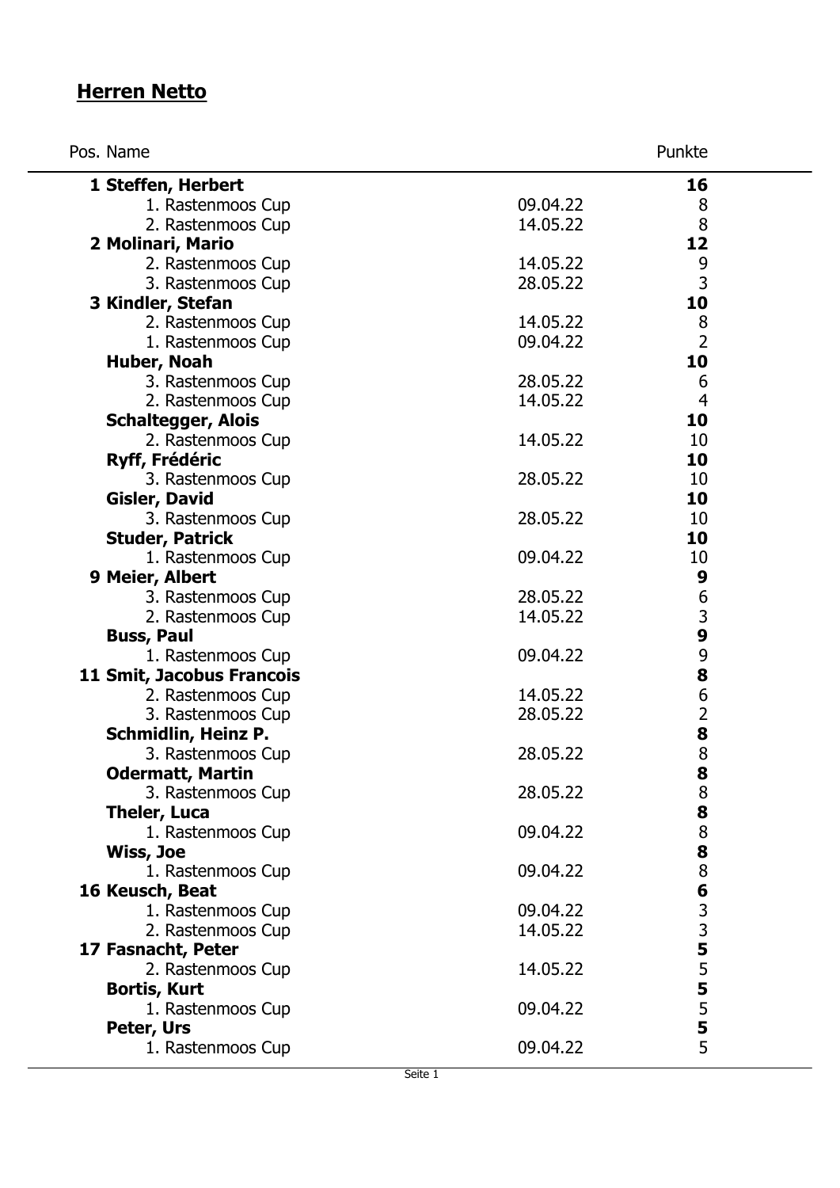# Herren Netto

| Pos. | Name | | Punkte |
|---|---|---|---|
| 1 | **Steffen, Herbert** | | **16** |
| | 1. Rastenmoos Cup | 09.04.22 | 8 |
| | 2. Rastenmoos Cup | 14.05.22 | 8 |
| 2 | **Molinari, Mario** | | **12** |
| | 2. Rastenmoos Cup | 14.05.22 | 9 |
| | 3. Rastenmoos Cup | 28.05.22 | 3 |
| 3 | **Kindler, Stefan** | | **10** |
| | 2. Rastenmoos Cup | 14.05.22 | 8 |
| | 1. Rastenmoos Cup | 09.04.22 | 2 |
| | **Huber, Noah** | | **10** |
| | 3. Rastenmoos Cup | 28.05.22 | 6 |
| | 2. Rastenmoos Cup | 14.05.22 | 4 |
| | **Schaltegger, Alois** | | **10** |
| | 2. Rastenmoos Cup | 14.05.22 | 10 |
| | **Ryff, Frédéric** | | **10** |
| | 3. Rastenmoos Cup | 28.05.22 | 10 |
| | **Gisler, David** | | **10** |
| | 3. Rastenmoos Cup | 28.05.22 | 10 |
| | **Studer, Patrick** | | **10** |
| | 1. Rastenmoos Cup | 09.04.22 | 10 |
| 9 | **Meier, Albert** | | **9** |
| | 3. Rastenmoos Cup | 28.05.22 | 6 |
| | 2. Rastenmoos Cup | 14.05.22 | 3 |
| | **Buss, Paul** | | **9** |
| | 1. Rastenmoos Cup | 09.04.22 | 9 |
| 11 | **Smit, Jacobus Francois** | | **8** |
| | 2. Rastenmoos Cup | 14.05.22 | 6 |
| | 3. Rastenmoos Cup | 28.05.22 | 2 |
| | **Schmidlin, Heinz P.** | | **8** |
| | 3. Rastenmoos Cup | 28.05.22 | 8 |
| | **Odermatt, Martin** | | **8** |
| | 3. Rastenmoos Cup | 28.05.22 | 8 |
| | **Theler, Luca** | | **8** |
| | 1. Rastenmoos Cup | 09.04.22 | 8 |
| | **Wiss, Joe** | | **8** |
| | 1. Rastenmoos Cup | 09.04.22 | 8 |
| 16 | **Keusch, Beat** | | **6** |
| | 1. Rastenmoos Cup | 09.04.22 | 3 |
| | 2. Rastenmoos Cup | 14.05.22 | 3 |
| 17 | **Fasnacht, Peter** | | **5** |
| | 2. Rastenmoos Cup | 14.05.22 | 5 |
| | **Bortis, Kurt** | | **5** |
| | 1. Rastenmoos Cup | 09.04.22 | 5 |
| | **Peter, Urs** | | **5** |
| | 1. Rastenmoos Cup | 09.04.22 | 5 |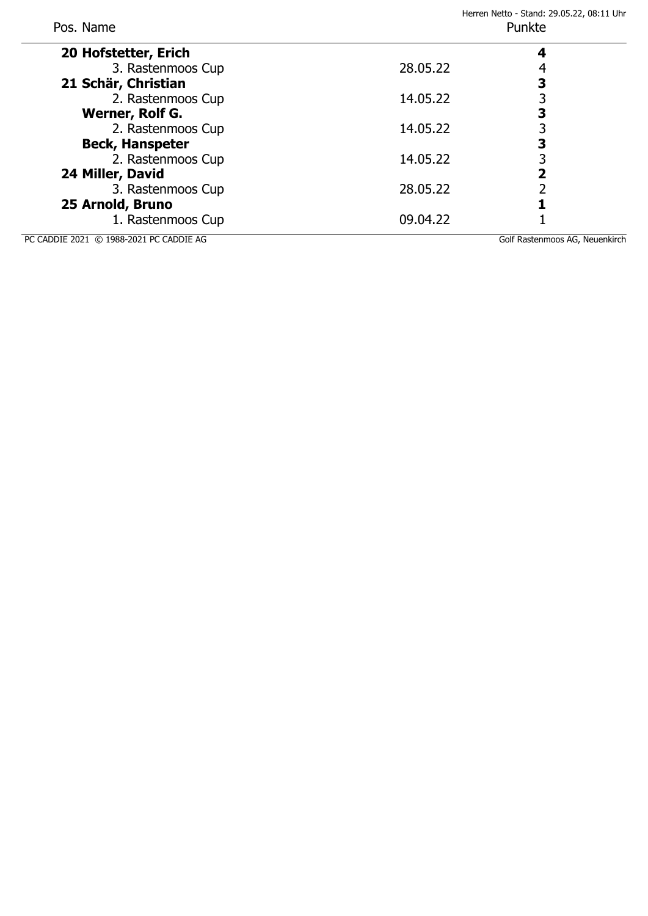| Pos. Name | | Punkte |
|---|---|---|
| **20 Hofstetter, Erich** | | **4** |
| 3. Rastenmoos Cup | 28.05.22 | 4 |
| **21 Schär, Christian** | | **3** |
| 2. Rastenmoos Cup | 14.05.22 | 3 |
| **Werner, Rolf G.** | | **3** |
| 2. Rastenmoos Cup | 14.05.22 | 3 |
| **Beck, Hanspeter** | | **3** |
| 2. Rastenmoos Cup | 14.05.22 | 3 |
| **24 Miller, David** | | **2** |
| 3. Rastenmoos Cup | 28.05.22 | 2 |
| **25 Arnold, Bruno** | | **1** |
| 1. Rastenmoos Cup | 09.04.22 | 1 |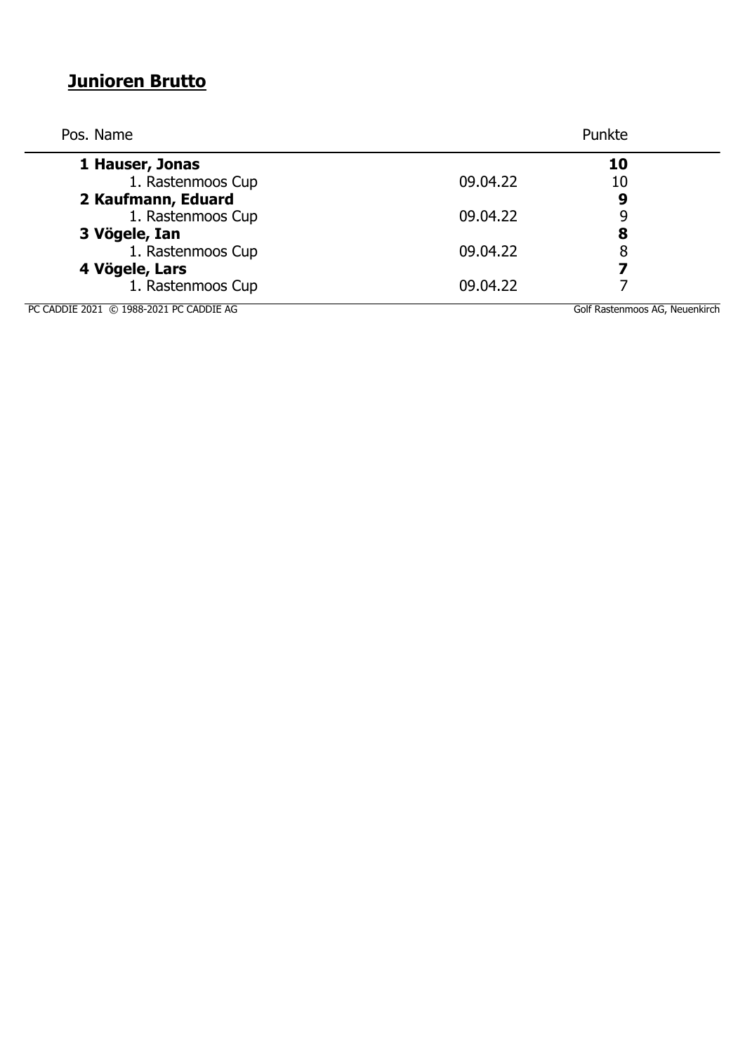## Junioren Brutto

| Pos. Name | | Punkte |
|---|---|---|
| **1 Hauser, Jonas** | | **10** |
| 1. Rastenmoos Cup | 09.04.22 | 10 |
| **2 Kaufmann, Eduard** | | **9** |
| 1. Rastenmoos Cup | 09.04.22 | 9 |
| **3 Vögele, Ian** | | **8** |
| 1. Rastenmoos Cup | 09.04.22 | 8 |
| **4 Vögele, Lars** | | **7** |
| 1. Rastenmoos Cup | 09.04.22 | 7 |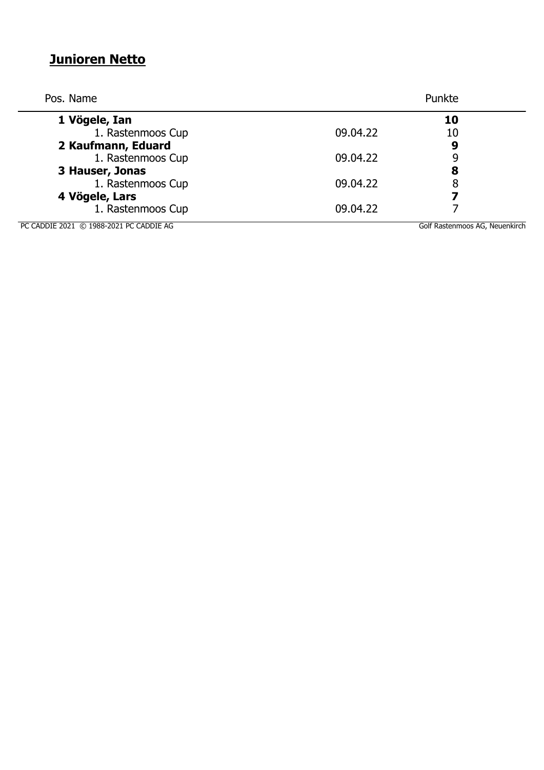## Junioren Netto

| Pos. Name | | Punkte |
|---|---|---|
| **1 Vögele, Ian** | | **10** |
| 1. Rastenmoos Cup | 09.04.22 | 10 |
| **2 Kaufmann, Eduard** | | **9** |
| 1. Rastenmoos Cup | 09.04.22 | 9 |
| **3 Hauser, Jonas** | | **8** |
| 1. Rastenmoos Cup | 09.04.22 | 8 |
| **4 Vögele, Lars** | | **7** |
| 1. Rastenmoos Cup | 09.04.22 | 7 |